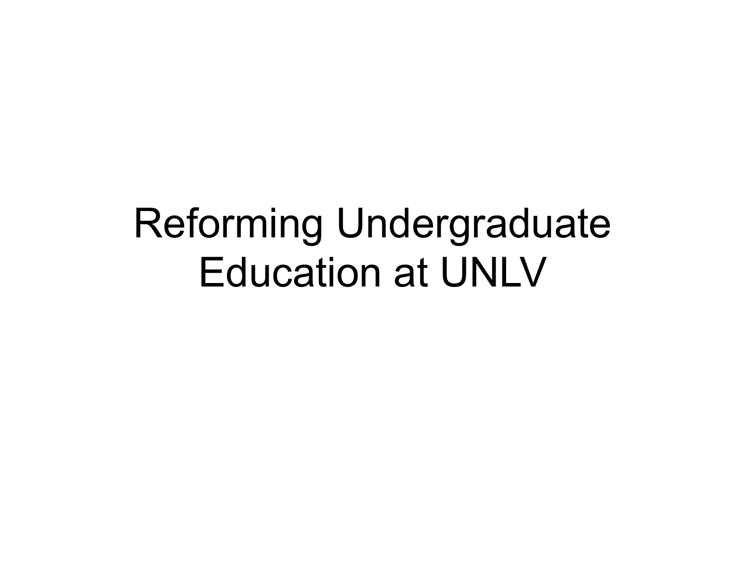# Reforming Undergraduate Education at UNLV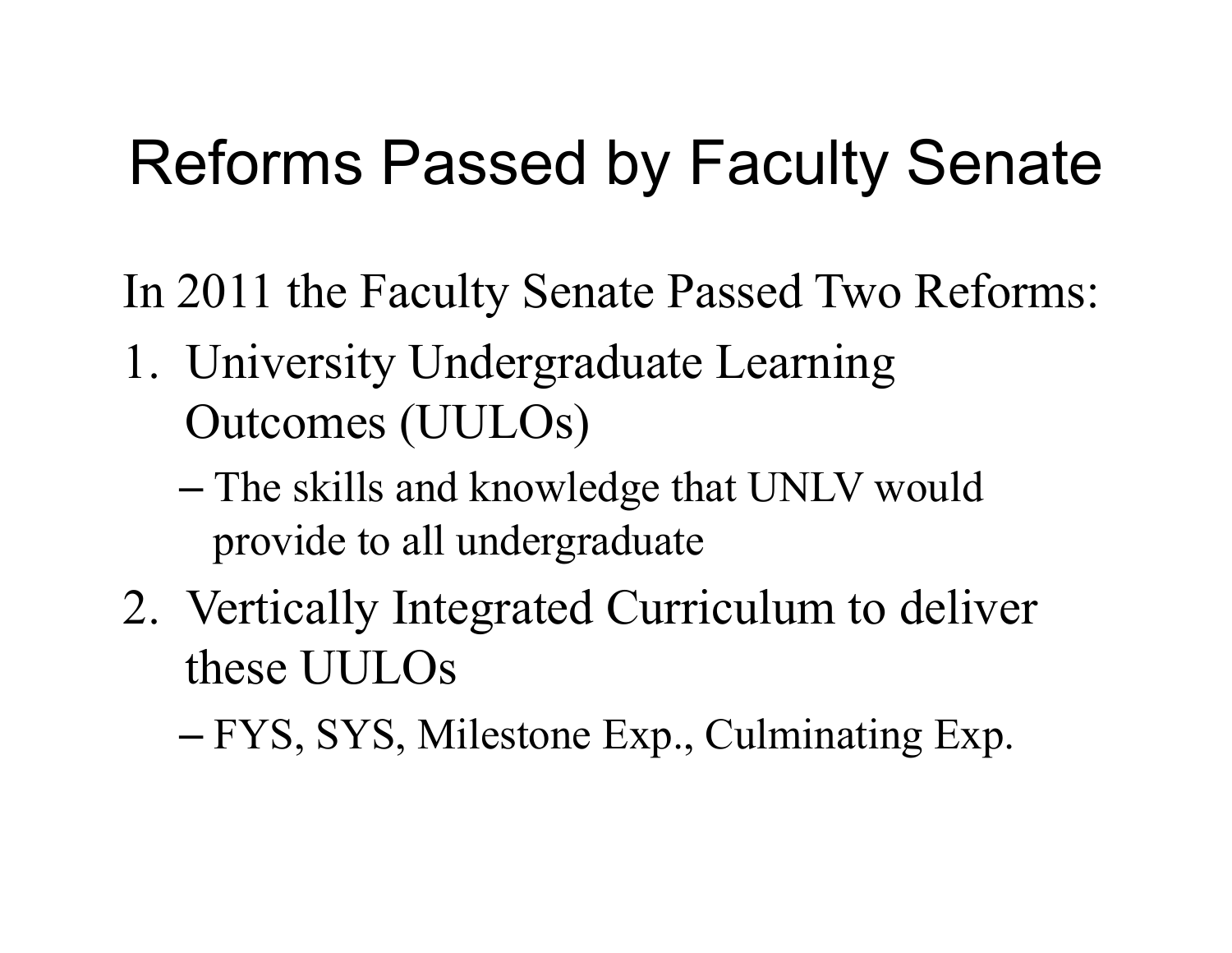# Reforms Passed by Faculty Senate

In 2011 the Faculty Senate Passed Two Reforms:

1. University Undergraduate Learning Outcomes (UULOs)
   – The skills and knowledge that UNLV would provide to all undergraduate
2. Vertically Integrated Curriculum to deliver these UULOs
   – FYS, SYS, Milestone Exp., Culminating Exp.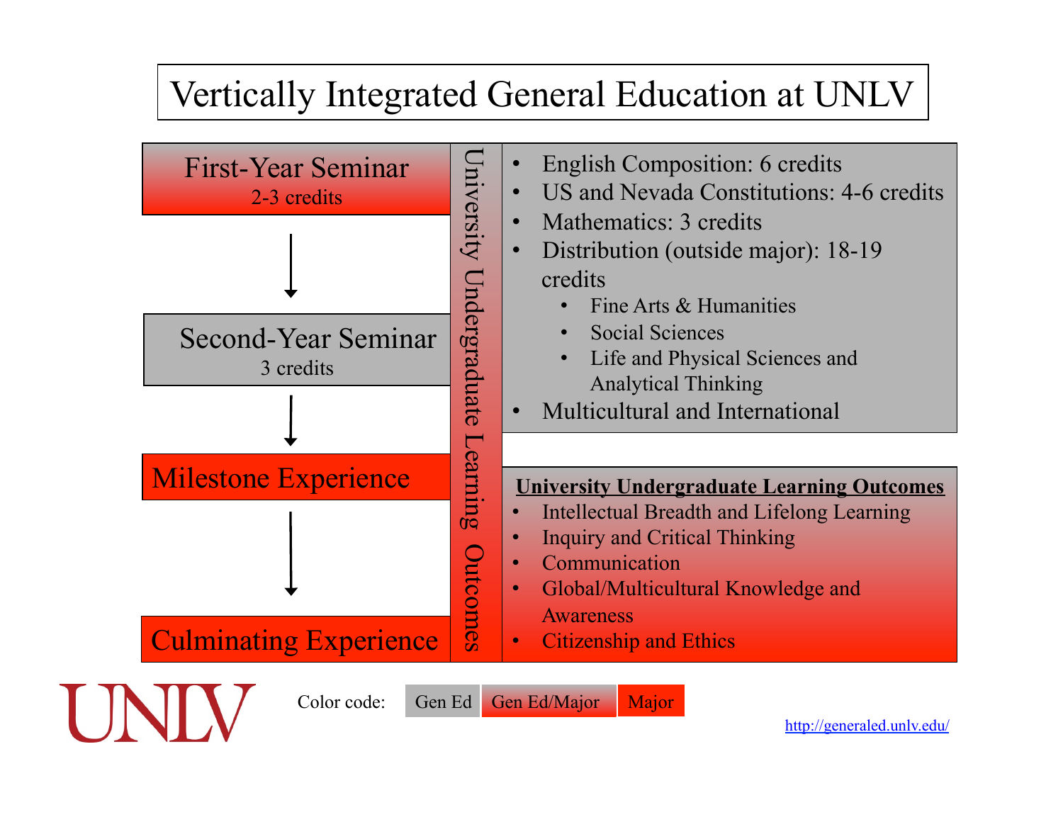# Vertically Integrated General Education at UNLV

**First-Year Seminar**
2-3 credits

↓

**Second-Year Seminar**
3 credits

↓

**Milestone Experience**

↓

**Culminating Experience**

University Undergraduate Learning Outcomes

- English Composition: 6 credits
- US and Nevada Constitutions: 4-6 credits
- Mathematics: 3 credits
- Distribution (outside major): 18-19 credits
  - Fine Arts & Humanities
  - Social Sciences
  - Life and Physical Sciences and Analytical Thinking
- Multicultural and International

**University Undergraduate Learning Outcomes**

- Intellectual Breadth and Lifelong Learning
- Inquiry and Critical Thinking
- Communication
- Global/Multicultural Knowledge and Awareness
- Citizenship and Ethics

UNLV

Color code: Gen Ed | Gen Ed/Major | Major

http://generaled.unlv.edu/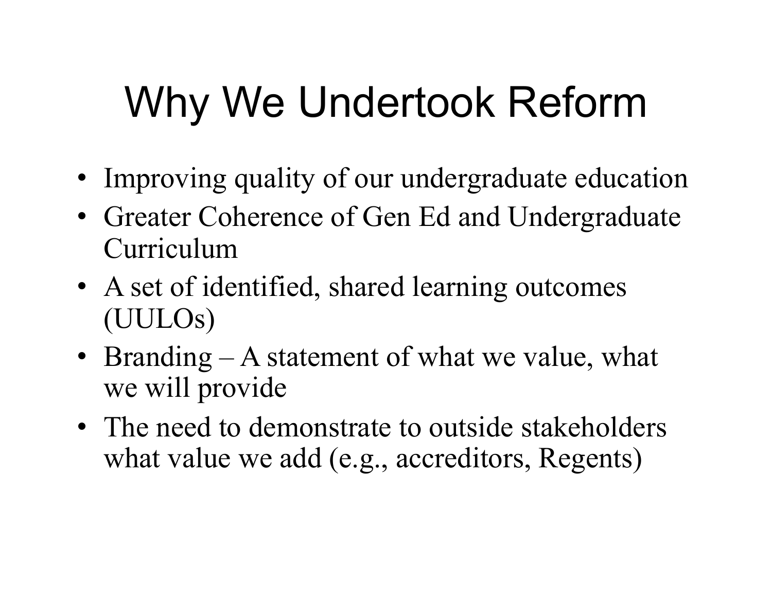# Why We Undertook Reform

- Improving quality of our undergraduate education
- Greater Coherence of Gen Ed and Undergraduate Curriculum
- A set of identified, shared learning outcomes (UULOs)
- Branding – A statement of what we value, what we will provide
- The need to demonstrate to outside stakeholders what value we add (e.g., accreditors, Regents)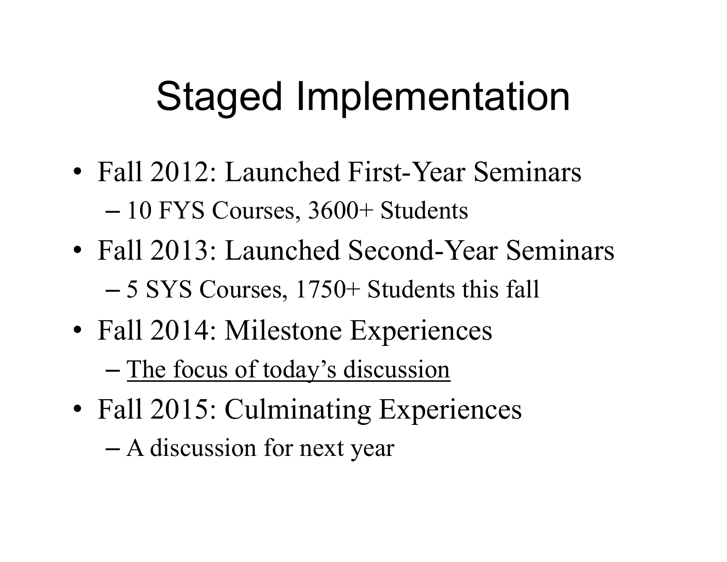# Staged Implementation

- Fall 2012: Launched First-Year Seminars
  - 10 FYS Courses, 3600+ Students
- Fall 2013: Launched Second-Year Seminars
  - 5 SYS Courses, 1750+ Students this fall
- Fall 2014: Milestone Experiences
  - <u>The focus of today's discussion</u>
- Fall 2015: Culminating Experiences
  - A discussion for next year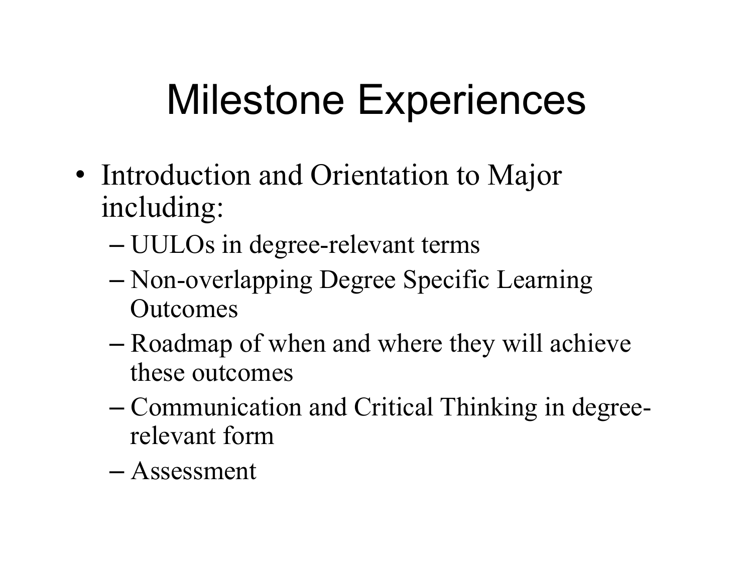# Milestone Experiences

- Introduction and Orientation to Major including:
  - UULOs in degree-relevant terms
  - Non-overlapping Degree Specific Learning Outcomes
  - Roadmap of when and where they will achieve these outcomes
  - Communication and Critical Thinking in degree-relevant form
  - Assessment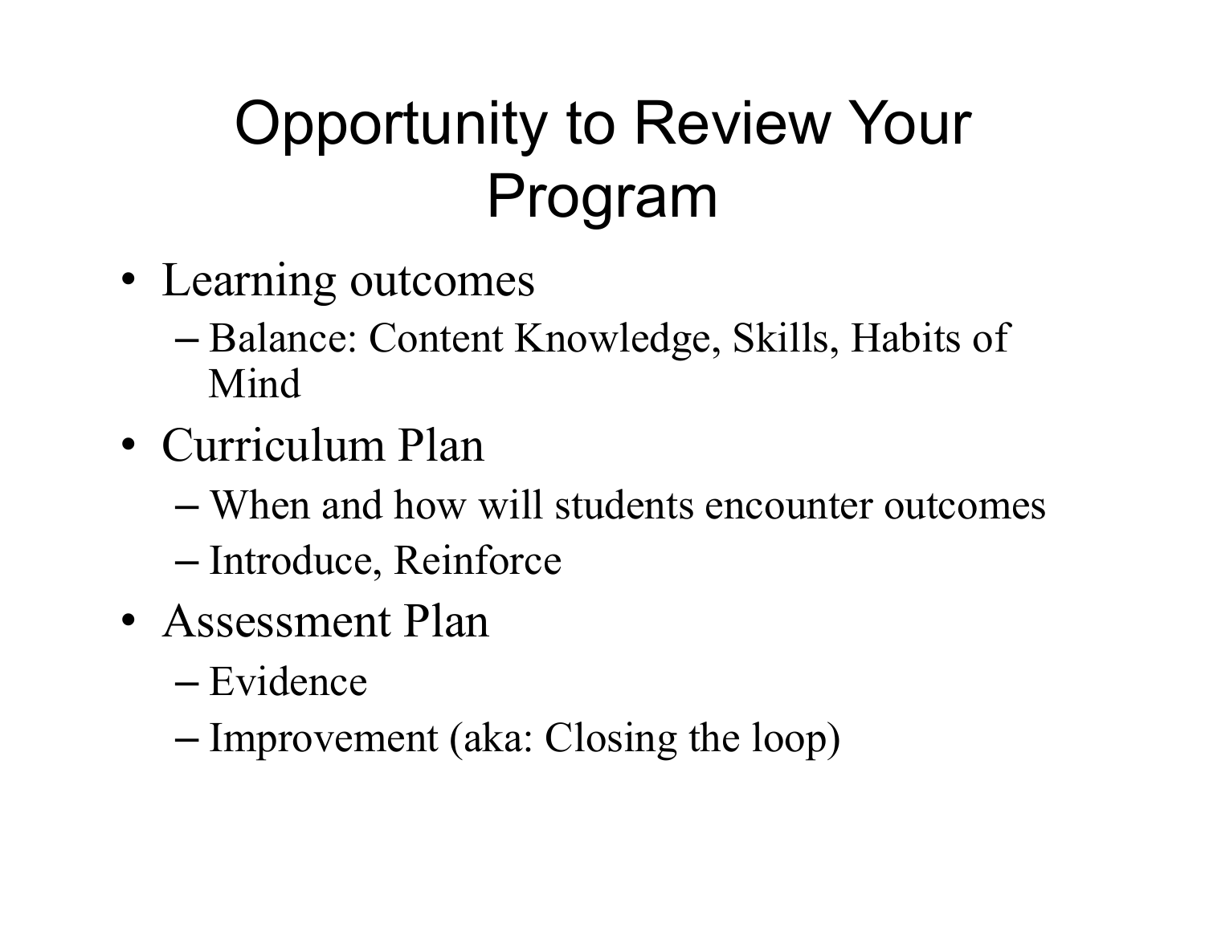# Opportunity to Review Your Program

- Learning outcomes
  - Balance: Content Knowledge, Skills, Habits of Mind
- Curriculum Plan
  - When and how will students encounter outcomes
  - Introduce, Reinforce
- Assessment Plan
  - Evidence
  - Improvement (aka: Closing the loop)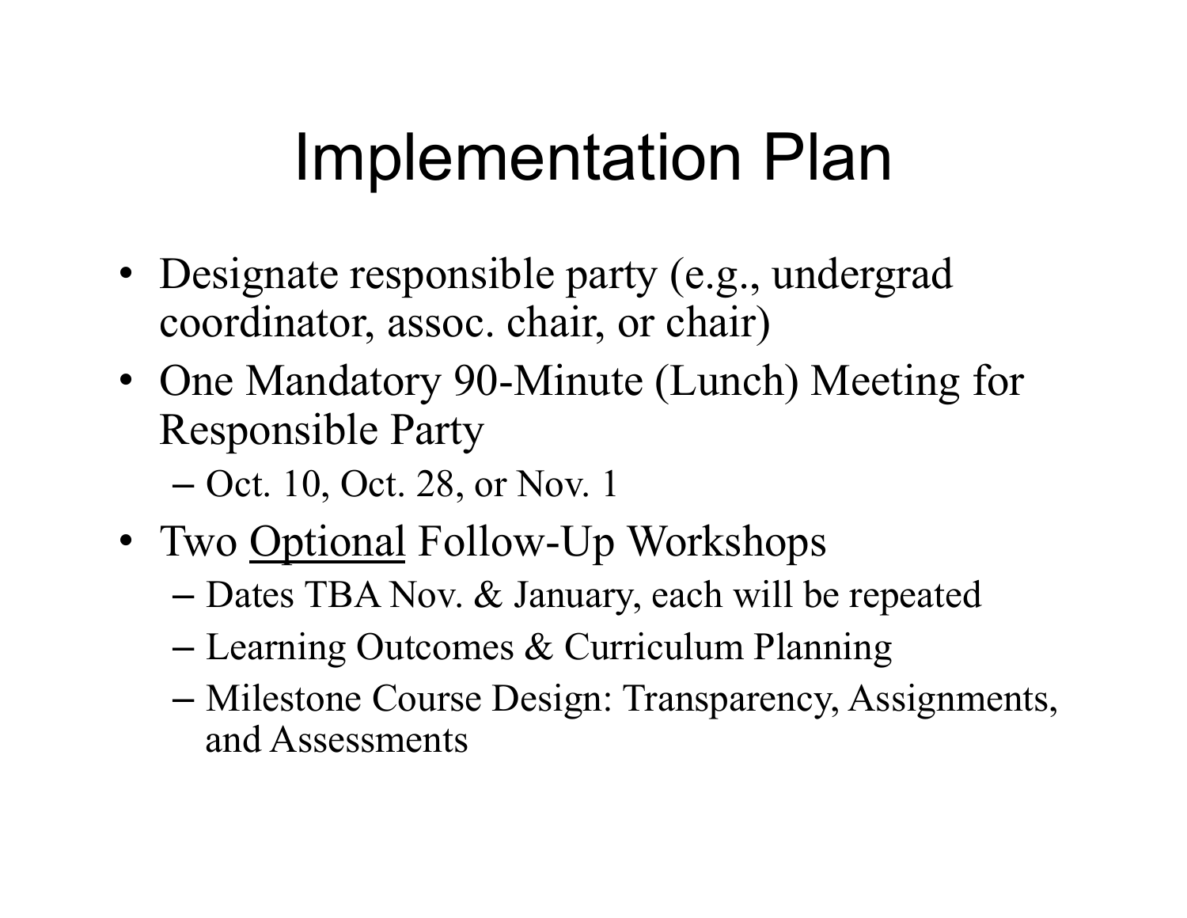# Implementation Plan

- Designate responsible party (e.g., undergrad coordinator, assoc. chair, or chair)
- One Mandatory 90-Minute (Lunch) Meeting for Responsible Party
  - Oct. 10, Oct. 28, or Nov. 1
- Two <u>Optional</u> Follow-Up Workshops
  - Dates TBA Nov. & January, each will be repeated
  - Learning Outcomes & Curriculum Planning
  - Milestone Course Design: Transparency, Assignments, and Assessments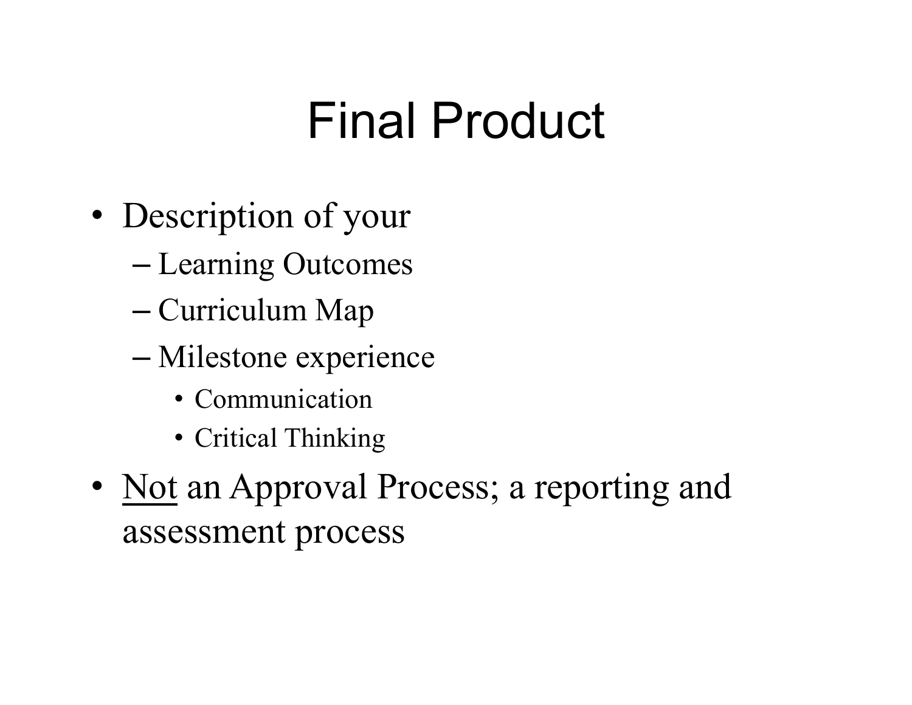# Final Product

- Description of your
  - Learning Outcomes
  - Curriculum Map
  - Milestone experience
    - Communication
    - Critical Thinking
- <u>Not</u> an Approval Process; a reporting and assessment process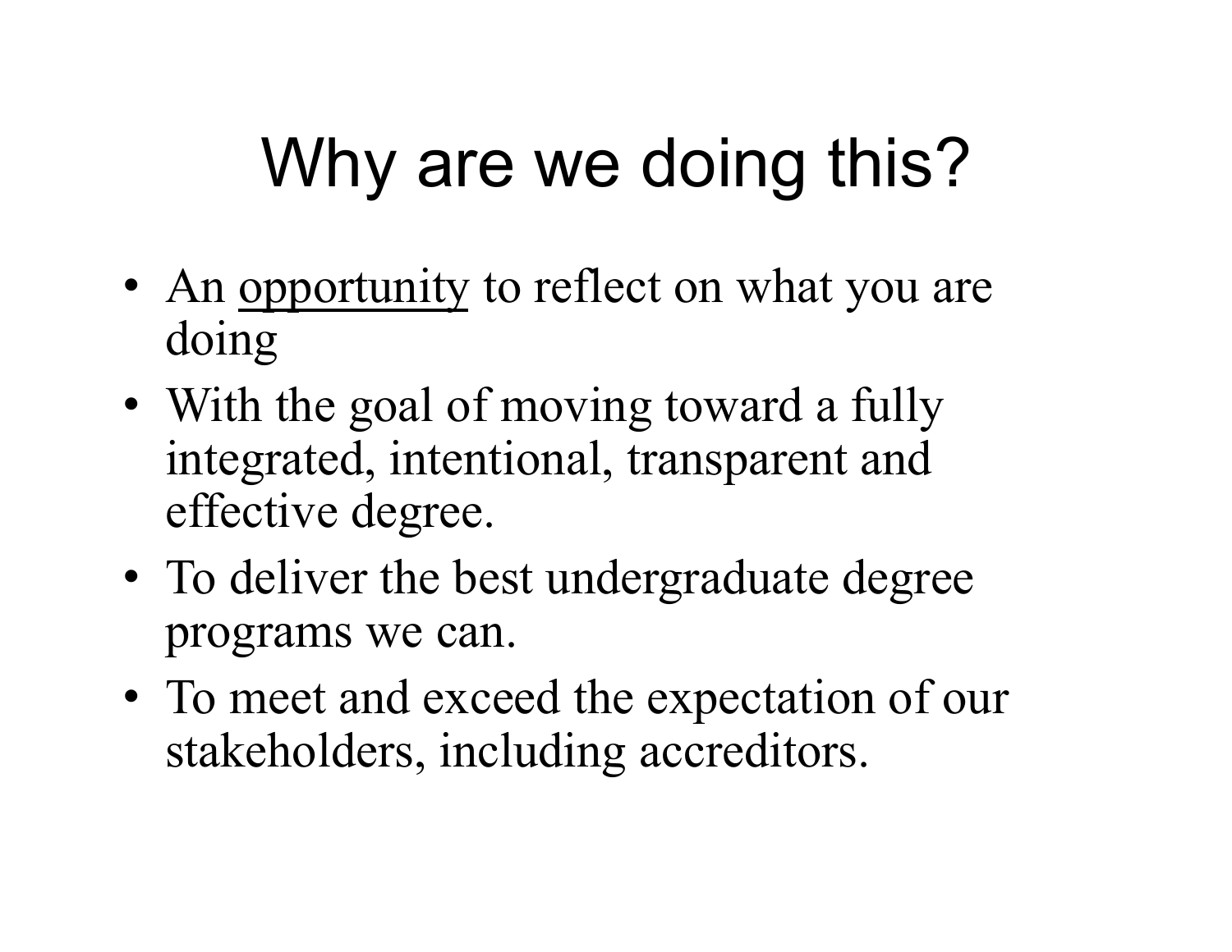# Why are we doing this?

- An <u>opportunity</u> to reflect on what you are doing
- With the goal of moving toward a fully integrated, intentional, transparent and effective degree.
- To deliver the best undergraduate degree programs we can.
- To meet and exceed the expectation of our stakeholders, including accreditors.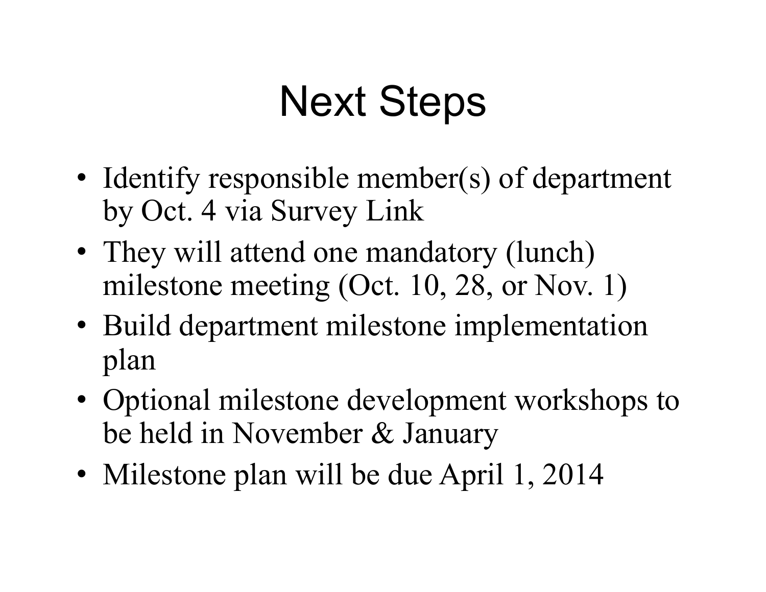# Next Steps

- Identify responsible member(s) of department by Oct. 4 via Survey Link
- They will attend one mandatory (lunch) milestone meeting (Oct. 10, 28, or Nov. 1)
- Build department milestone implementation plan
- Optional milestone development workshops to be held in November & January
- Milestone plan will be due April 1, 2014